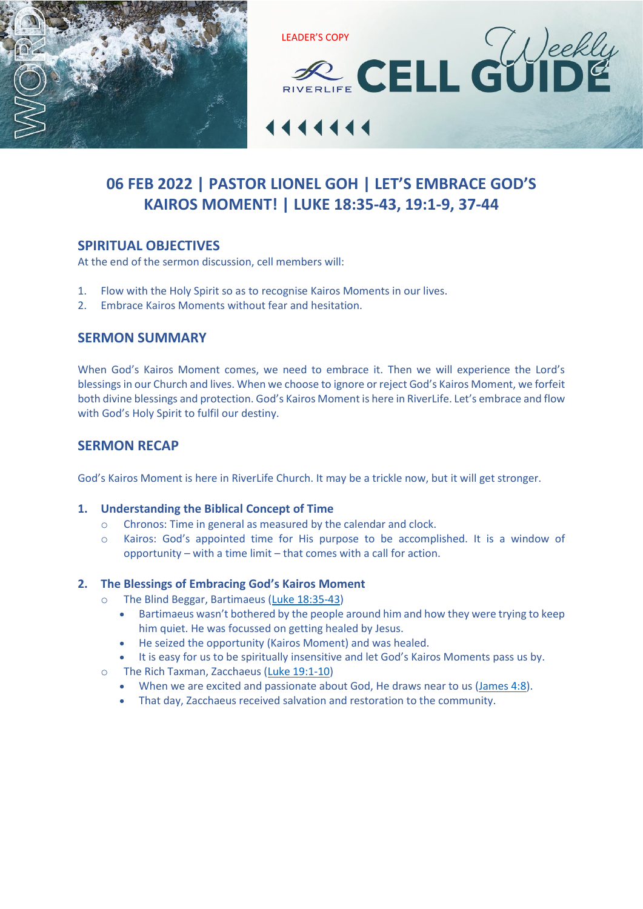LEADER'S COPY

# RIVERLIFE Weekly CELL GUIDE

## 06 FEB 2022 | PASTOR LIONEL GOH | LET'S EMBRACE GOD'S KAIROS MOMENT! | LUKE 18:35-43, 19:1-9, 37-44

### SPIRITUAL OBJECTIVES

At the end of the sermon discussion, cell members will:

1. Flow with the Holy Spirit so as to recognise Kairos Moments in our lives.
2. Embrace Kairos Moments without fear and hesitation.

### SERMON SUMMARY

When God's Kairos Moment comes, we need to embrace it. Then we will experience the Lord's blessings in our Church and lives. When we choose to ignore or reject God's Kairos Moment, we forfeit both divine blessings and protection. God's Kairos Moment is here in RiverLife. Let's embrace and flow with God's Holy Spirit to fulfil our destiny.

### SERMON RECAP

God's Kairos Moment is here in RiverLife Church. It may be a trickle now, but it will get stronger.

1. **Understanding the Biblical Concept of Time**
   - Chronos: Time in general as measured by the calendar and clock.
   - Kairos: God's appointed time for His purpose to be accomplished. It is a window of opportunity – with a time limit – that comes with a call for action.

2. **The Blessings of Embracing God's Kairos Moment**
   - The Blind Beggar, Bartimaeus (Luke 18:35-43)
     - Bartimaeus wasn't bothered by the people around him and how they were trying to keep him quiet. He was focussed on getting healed by Jesus.
     - He seized the opportunity (Kairos Moment) and was healed.
     - It is easy for us to be spiritually insensitive and let God's Kairos Moments pass us by.
   - The Rich Taxman, Zacchaeus (Luke 19:1-10)
     - When we are excited and passionate about God, He draws near to us (James 4:8).
     - That day, Zacchaeus received salvation and restoration to the community.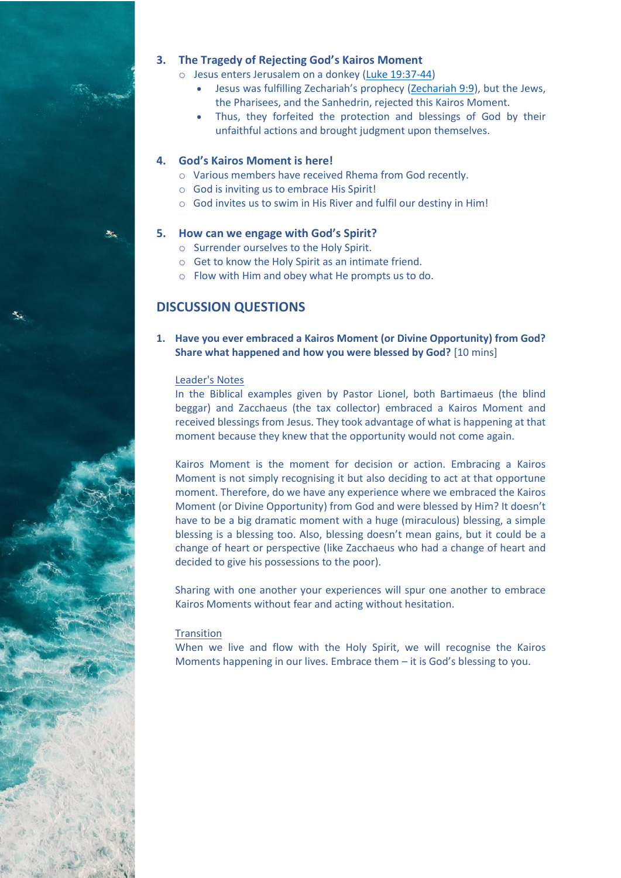### 3. The Tragedy of Rejecting God's Kairos Moment

- Jesus enters Jerusalem on a donkey (Luke 19:37-44)
  - Jesus was fulfilling Zechariah's prophecy (Zechariah 9:9), but the Jews, the Pharisees, and the Sanhedrin, rejected this Kairos Moment.
  - Thus, they forfeited the protection and blessings of God by their unfaithful actions and brought judgment upon themselves.

### 4. God's Kairos Moment is here!

- Various members have received Rhema from God recently.
- God is inviting us to embrace His Spirit!
- God invites us to swim in His River and fulfil our destiny in Him!

### 5. How can we engage with God's Spirit?

- Surrender ourselves to the Holy Spirit.
- Get to know the Holy Spirit as an intimate friend.
- Flow with Him and obey what He prompts us to do.

## DISCUSSION QUESTIONS

**1. Have you ever embraced a Kairos Moment (or Divine Opportunity) from God? Share what happened and how you were blessed by God?** [10 mins]

Leader's Notes

In the Biblical examples given by Pastor Lionel, both Bartimaeus (the blind beggar) and Zacchaeus (the tax collector) embraced a Kairos Moment and received blessings from Jesus. They took advantage of what is happening at that moment because they knew that the opportunity would not come again.

Kairos Moment is the moment for decision or action. Embracing a Kairos Moment is not simply recognising it but also deciding to act at that opportune moment. Therefore, do we have any experience where we embraced the Kairos Moment (or Divine Opportunity) from God and were blessed by Him? It doesn't have to be a big dramatic moment with a huge (miraculous) blessing, a simple blessing is a blessing too. Also, blessing doesn't mean gains, but it could be a change of heart or perspective (like Zacchaeus who had a change of heart and decided to give his possessions to the poor).

Sharing with one another your experiences will spur one another to embrace Kairos Moments without fear and acting without hesitation.

Transition

When we live and flow with the Holy Spirit, we will recognise the Kairos Moments happening in our lives. Embrace them – it is God's blessing to you.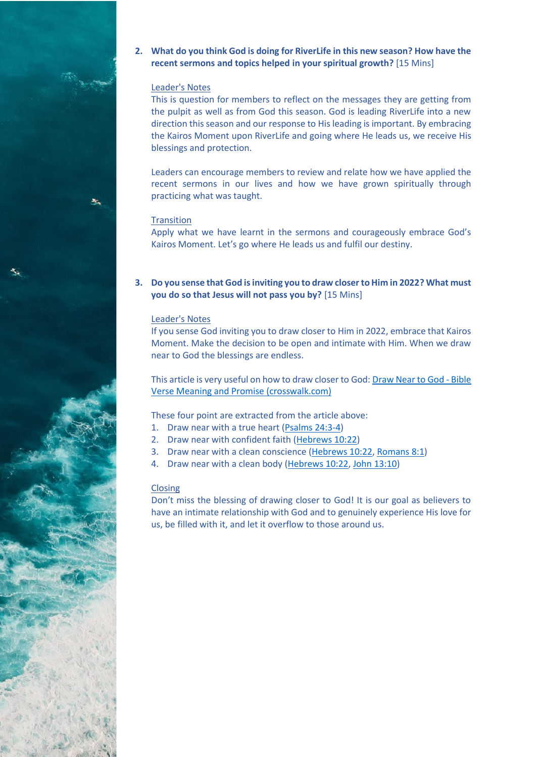2. **What do you think God is doing for RiverLife in this new season? How have the recent sermons and topics helped in your spiritual growth?** [15 Mins]

    Leader's Notes

    This is question for members to reflect on the messages they are getting from the pulpit as well as from God this season. God is leading RiverLife into a new direction this season and our response to His leading is important. By embracing the Kairos Moment upon RiverLife and going where He leads us, we receive His blessings and protection.

    Leaders can encourage members to review and relate how we have applied the recent sermons in our lives and how we have grown spiritually through practicing what was taught.

    Transition

    Apply what we have learnt in the sermons and courageously embrace God's Kairos Moment. Let's go where He leads us and fulfil our destiny.

3. **Do you sense that God is inviting you to draw closer to Him in 2022? What must you do so that Jesus will not pass you by?** [15 Mins]

    Leader's Notes

    If you sense God inviting you to draw closer to Him in 2022, embrace that Kairos Moment. Make the decision to be open and intimate with Him. When we draw near to God the blessings are endless.

    This article is very useful on how to draw closer to God: [Draw Near to God - Bible Verse Meaning and Promise (crosswalk.com)]

    These four point are extracted from the article above:

    1. Draw near with a true heart (Psalms 24:3-4)
    2. Draw near with confident faith (Hebrews 10:22)
    3. Draw near with a clean conscience (Hebrews 10:22, Romans 8:1)
    4. Draw near with a clean body (Hebrews 10:22, John 13:10)

    Closing

    Don't miss the blessing of drawing closer to God! It is our goal as believers to have an intimate relationship with God and to genuinely experience His love for us, be filled with it, and let it overflow to those around us.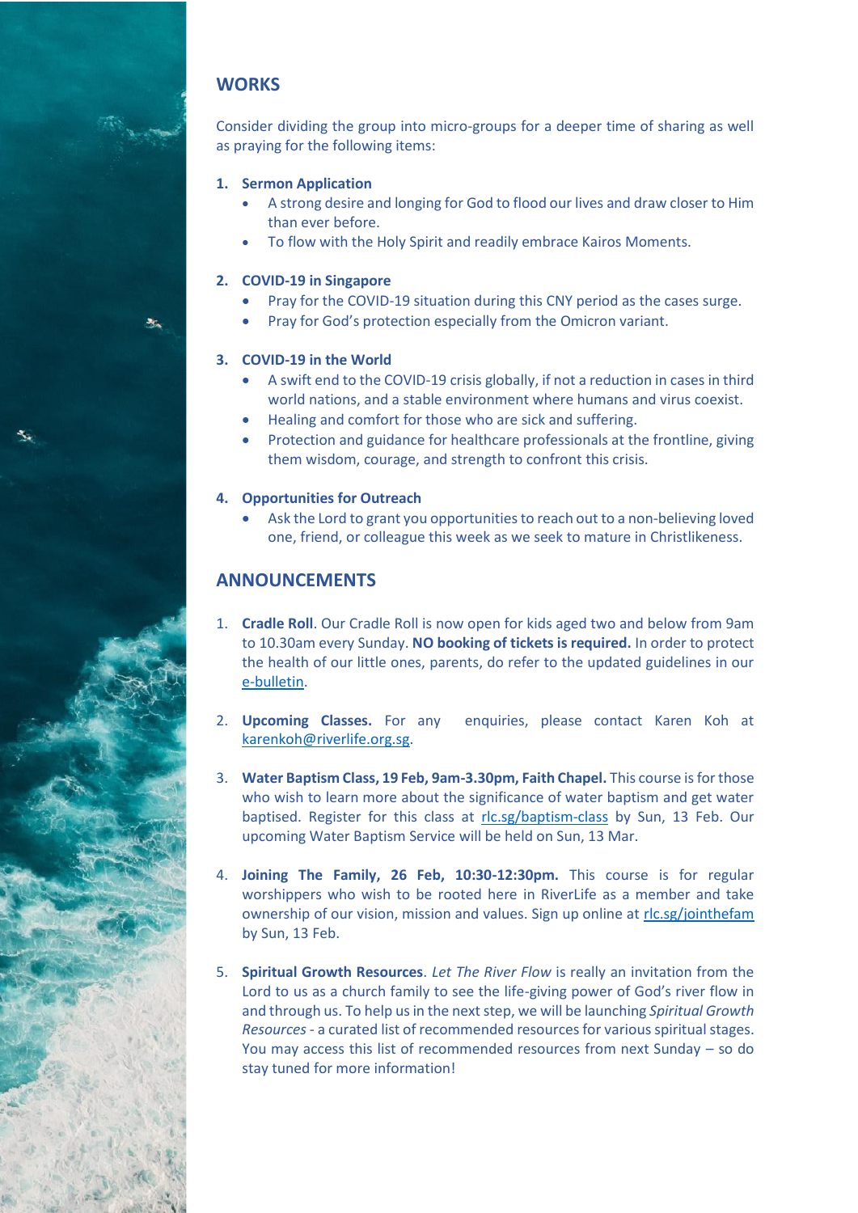## WORKS

Consider dividing the group into micro-groups for a deeper time of sharing as well as praying for the following items:

1. **Sermon Application**
   - A strong desire and longing for God to flood our lives and draw closer to Him than ever before.
   - To flow with the Holy Spirit and readily embrace Kairos Moments.

2. **COVID-19 in Singapore**
   - Pray for the COVID-19 situation during this CNY period as the cases surge.
   - Pray for God's protection especially from the Omicron variant.

3. **COVID-19 in the World**
   - A swift end to the COVID-19 crisis globally, if not a reduction in cases in third world nations, and a stable environment where humans and virus coexist.
   - Healing and comfort for those who are sick and suffering.
   - Protection and guidance for healthcare professionals at the frontline, giving them wisdom, courage, and strength to confront this crisis.

4. **Opportunities for Outreach**
   - Ask the Lord to grant you opportunities to reach out to a non-believing loved one, friend, or colleague this week as we seek to mature in Christlikeness.

## ANNOUNCEMENTS

1. **Cradle Roll**. Our Cradle Roll is now open for kids aged two and below from 9am to 10.30am every Sunday. **NO booking of tickets is required.** In order to protect the health of our little ones, parents, do refer to the updated guidelines in our e-bulletin.

2. **Upcoming Classes.** For any enquiries, please contact Karen Koh at karenkoh@riverlife.org.sg.

3. **Water Baptism Class, 19 Feb, 9am-3.30pm, Faith Chapel.** This course is for those who wish to learn more about the significance of water baptism and get water baptised. Register for this class at rlc.sg/baptism-class by Sun, 13 Feb. Our upcoming Water Baptism Service will be held on Sun, 13 Mar.

4. **Joining The Family, 26 Feb, 10:30-12:30pm.** This course is for regular worshippers who wish to be rooted here in RiverLife as a member and take ownership of our vision, mission and values. Sign up online at rlc.sg/jointhefam by Sun, 13 Feb.

5. **Spiritual Growth Resources**. *Let The River Flow* is really an invitation from the Lord to us as a church family to see the life-giving power of God's river flow in and through us. To help us in the next step, we will be launching *Spiritual Growth Resources* - a curated list of recommended resources for various spiritual stages. You may access this list of recommended resources from next Sunday – so do stay tuned for more information!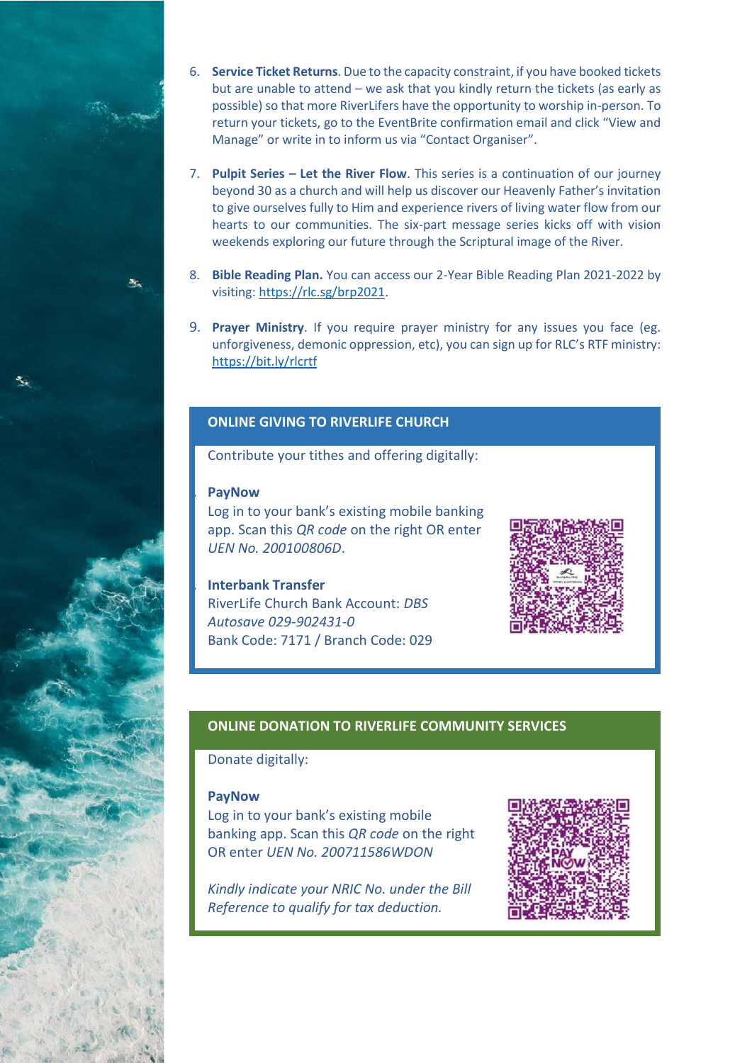6. **Service Ticket Returns**. Due to the capacity constraint, if you have booked tickets but are unable to attend – we ask that you kindly return the tickets (as early as possible) so that more RiverLifers have the opportunity to worship in-person. To return your tickets, go to the EventBrite confirmation email and click "View and Manage" or write in to inform us via "Contact Organiser".

7. **Pulpit Series – Let the River Flow**. This series is a continuation of our journey beyond 30 as a church and will help us discover our Heavenly Father's invitation to give ourselves fully to Him and experience rivers of living water flow from our hearts to our communities. The six-part message series kicks off with vision weekends exploring our future through the Scriptural image of the River.

8. **Bible Reading Plan.** You can access our 2-Year Bible Reading Plan 2021-2022 by visiting: https://rlc.sg/brp2021.

9. **Prayer Ministry**. If you require prayer ministry for any issues you face (eg. unforgiveness, demonic oppression, etc), you can sign up for RLC's RTF ministry: https://bit.ly/rlcrtf

## ONLINE GIVING TO RIVERLIFE CHURCH

Contribute your tithes and offering digitally:

**PayNow**
Log in to your bank's existing mobile banking app. Scan this *QR code* on the right OR enter *UEN No. 200100806D*.

**Interbank Transfer**
RiverLife Church Bank Account: *DBS Autosave 029-902431-0*
Bank Code: 7171 / Branch Code: 029

## ONLINE DONATION TO RIVERLIFE COMMUNITY SERVICES

Donate digitally:

**PayNow**
Log in to your bank's existing mobile banking app. Scan this *QR code* on the right OR enter *UEN No. 200711586WDON*

*Kindly indicate your NRIC No. under the Bill Reference to qualify for tax deduction.*